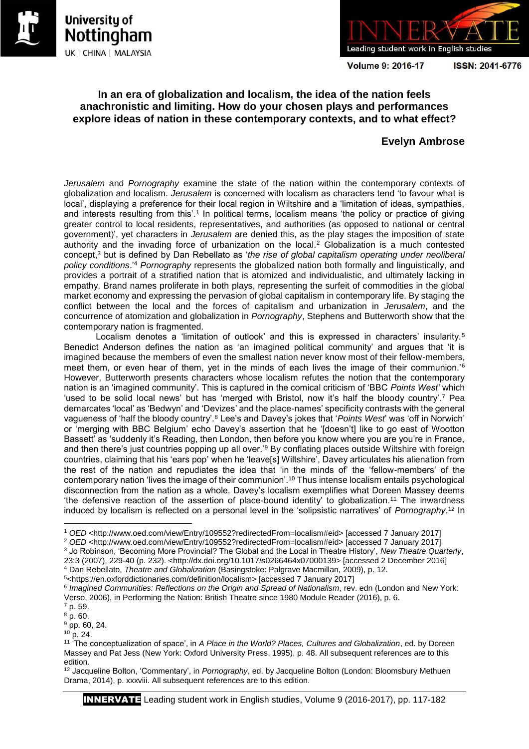# In an era of globalization and localism, the idea of the nation feels anachronistic and limiting. How do your chosen plays and performances explore ideas of nation in these contemporary contexts, and to what effect?

**Evelyn Ambrose**

*Jerusalem* and *Pornography* examine the state of the nation within the contemporary contexts of globalization and localism. *Jerusalem* is concerned with localism as characters tend 'to favour what is local', displaying a preference for their local region in Wiltshire and a 'limitation of ideas, sympathies, and interests resulting from this'.[1] In political terms, localism means 'the policy or practice of giving greater control to local residents, representatives, and authorities (as opposed to national or central government)', yet characters in *Jerusalem* are denied this, as the play stages the imposition of state authority and the invading force of urbanization on the local.[2] Globalization is a much contested concept,[3] but is defined by Dan Rebellato as '*the rise of global capitalism operating under neoliberal policy conditions*.'[4] *Pornography* represents the globalized nation both formally and linguistically, and provides a portrait of a stratified nation that is atomized and individualistic, and ultimately lacking in empathy. Brand names proliferate in both plays, representing the surfeit of commodities in the global market economy and expressing the pervasion of global capitalism in contemporary life. By staging the conflict between the local and the forces of capitalism and urbanization in *Jerusalem*, and the concurrence of atomization and globalization in *Pornography*, Stephens and Butterworth show that the contemporary nation is fragmented.

Localism denotes a 'limitation of outlook' and this is expressed in characters' insularity.[5] Benedict Anderson defines the nation as 'an imagined political community' and argues that 'it is imagined because the members of even the smallest nation never know most of their fellow-members, meet them, or even hear of them, yet in the minds of each lives the image of their communion.'[6] However, Butterworth presents characters whose localism refutes the notion that the contemporary nation is an 'imagined community'. This is captured in the comical criticism of 'BBC *Points West'* which 'used to be solid local news' but has 'merged with Bristol, now it's half the bloody country'.[7] Pea demarcates 'local' as 'Bedwyn' and 'Devizes' and the place-names' specificity contrasts with the general vagueness of 'half the bloody country'.[8] Lee's and Davey's jokes that '*Points West*' was 'off in Norwich' or 'merging with BBC Belgium' echo Davey's assertion that he '[doesn't] like to go east of Wootton Bassett' as 'suddenly it's Reading, then London, then before you know where you are you're in France, and then there's just countries popping up all over.'[9] By conflating places outside Wiltshire with foreign countries, claiming that his 'ears pop' when he 'leave[s] Wiltshire', Davey articulates his alienation from the rest of the nation and repudiates the idea that 'in the minds of' the 'fellow-members' of the contemporary nation 'lives the image of their communion'.[10] Thus intense localism entails psychological disconnection from the nation as a whole. Davey's localism exemplifies what Doreen Massey deems 'the defensive reaction of the assertion of place-bound identity' to globalization.[11] The inwardness induced by localism is reflected on a personal level in the 'solipsistic narratives' of *Pornography*.[12] In

---

[1] *OED* <http://www.oed.com/view/Entry/109552?redirectedFrom=localism#eid> [accessed 7 January 2017]

[2] *OED* <http://www.oed.com/view/Entry/109552?redirectedFrom=localism#eid> [accessed 7 January 2017]

[3] Jo Robinson, 'Becoming More Provincial? The Global and the Local in Theatre History', *New Theatre Quarterly*, 23:3 (2007), 229-40 (p. 232). <http://dx.doi.org/10.1017/s0266464x07000139> [accessed 2 December 2016]

[4] Dan Rebellato, *Theatre and Globalization* (Basingstoke: Palgrave Macmillan, 2009), p. 12.

[5] <https://en.oxforddictionaries.com/definition/localism> [accessed 7 January 2017]

[6] *Imagined Communities: Reflections on the Origin and Spread of Nationalism*, rev. edn (London and New York: Verso, 2006), in Performing the Nation: British Theatre since 1980 Module Reader (2016), p. 6.

[7] p. 59.

[8] p. 60.

[9] pp. 60, 24.

[10] p. 24.

[11] 'The conceptualization of space', in *A Place in the World? Places, Cultures and Globalization*, ed. by Doreen Massey and Pat Jess (New York: Oxford University Press, 1995), p. 48. All subsequent references are to this edition.

[12] Jacqueline Bolton, 'Commentary', in *Pornography*, ed. by Jacqueline Bolton (London: Bloomsbury Methuen Drama, 2014), p. xxxviii. All subsequent references are to this edition.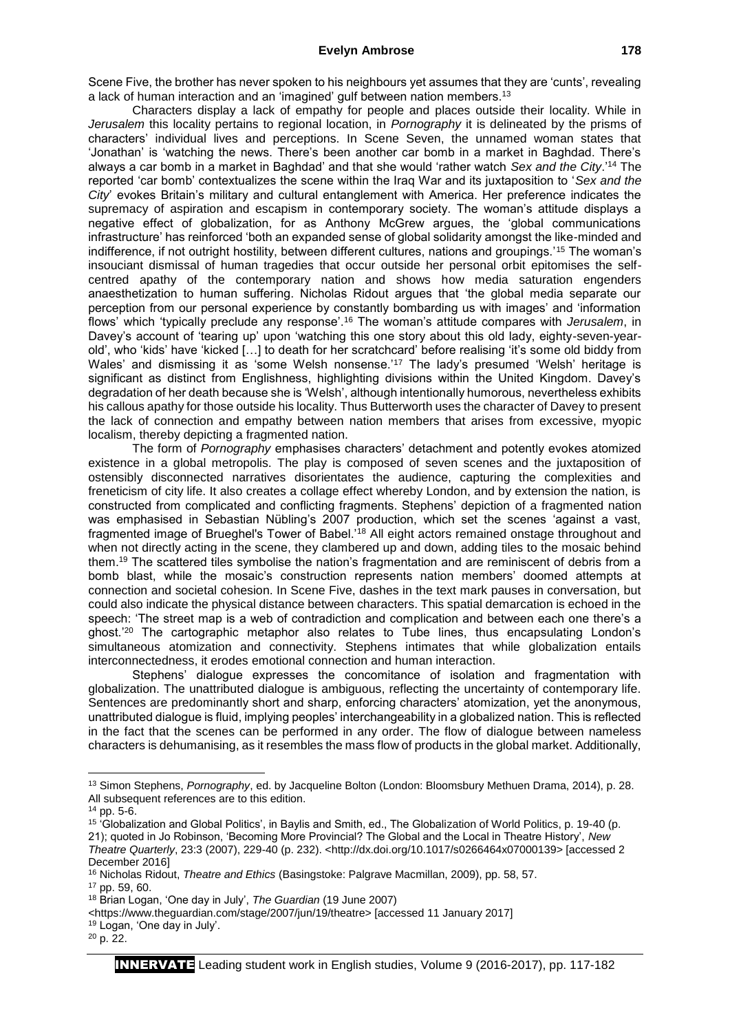Scene Five, the brother has never spoken to his neighbours yet assumes that they are 'cunts', revealing a lack of human interaction and an 'imagined' gulf between nation members.[13]

Characters display a lack of empathy for people and places outside their locality. While in *Jerusalem* this locality pertains to regional location, in *Pornography* it is delineated by the prisms of characters' individual lives and perceptions. In Scene Seven, the unnamed woman states that 'Jonathan' is 'watching the news. There's been another car bomb in a market in Baghdad. There's always a car bomb in a market in Baghdad' and that she would 'rather watch *Sex and the City*.'[14] The reported 'car bomb' contextualizes the scene within the Iraq War and its juxtaposition to '*Sex and the City*' evokes Britain's military and cultural entanglement with America. Her preference indicates the supremacy of aspiration and escapism in contemporary society. The woman's attitude displays a negative effect of globalization, for as Anthony McGrew argues, the 'global communications infrastructure' has reinforced 'both an expanded sense of global solidarity amongst the like-minded and indifference, if not outright hostility, between different cultures, nations and groupings.'[15] The woman's insouciant dismissal of human tragedies that occur outside her personal orbit epitomises the self-centred apathy of the contemporary nation and shows how media saturation engenders anaesthetization to human suffering. Nicholas Ridout argues that 'the global media separate our perception from our personal experience by constantly bombarding us with images' and 'information flows' which 'typically preclude any response'.[16] The woman's attitude compares with *Jerusalem*, in Davey's account of 'tearing up' upon 'watching this one story about this old lady, eighty-seven-year-old', who 'kids' have 'kicked […] to death for her scratchcard' before realising 'it's some old biddy from Wales' and dismissing it as 'some Welsh nonsense.'[17] The lady's presumed 'Welsh' heritage is significant as distinct from Englishness, highlighting divisions within the United Kingdom. Davey's degradation of her death because she is 'Welsh', although intentionally humorous, nevertheless exhibits his callous apathy for those outside his locality. Thus Butterworth uses the character of Davey to present the lack of connection and empathy between nation members that arises from excessive, myopic localism, thereby depicting a fragmented nation.

The form of *Pornography* emphasises characters' detachment and potently evokes atomized existence in a global metropolis. The play is composed of seven scenes and the juxtaposition of ostensibly disconnected narratives disorientates the audience, capturing the complexities and freneticism of city life. It also creates a collage effect whereby London, and by extension the nation, is constructed from complicated and conflicting fragments. Stephens' depiction of a fragmented nation was emphasised in Sebastian Nübling's 2007 production, which set the scenes 'against a vast, fragmented image of Brueghel's Tower of Babel.'[18] All eight actors remained onstage throughout and when not directly acting in the scene, they clambered up and down, adding tiles to the mosaic behind them.[19] The scattered tiles symbolise the nation's fragmentation and are reminiscent of debris from a bomb blast, while the mosaic's construction represents nation members' doomed attempts at connection and societal cohesion. In Scene Five, dashes in the text mark pauses in conversation, but could also indicate the physical distance between characters. This spatial demarcation is echoed in the speech: 'The street map is a web of contradiction and complication and between each one there's a ghost.'[20] The cartographic metaphor also relates to Tube lines, thus encapsulating London's simultaneous atomization and connectivity. Stephens intimates that while globalization entails interconnectedness, it erodes emotional connection and human interaction.

Stephens' dialogue expresses the concomitance of isolation and fragmentation with globalization. The unattributed dialogue is ambiguous, reflecting the uncertainty of contemporary life. Sentences are predominantly short and sharp, enforcing characters' atomization, yet the anonymous, unattributed dialogue is fluid, implying peoples' interchangeability in a globalized nation. This is reflected in the fact that the scenes can be performed in any order. The flow of dialogue between nameless characters is dehumanising, as it resembles the mass flow of products in the global market. Additionally,

---

[13] Simon Stephens, *Pornography*, ed. by Jacqueline Bolton (London: Bloomsbury Methuen Drama, 2014), p. 28. All subsequent references are to this edition.

[14] pp. 5-6.

[15] 'Globalization and Global Politics', in Baylis and Smith, ed., The Globalization of World Politics, p. 19-40 (p. 21); quoted in Jo Robinson, 'Becoming More Provincial? The Global and the Local in Theatre History', *New Theatre Quarterly*, 23:3 (2007), 229-40 (p. 232). <http://dx.doi.org/10.1017/s0266464x07000139> [accessed 2 December 2016]

[16] Nicholas Ridout, *Theatre and Ethics* (Basingstoke: Palgrave Macmillan, 2009), pp. 58, 57.

[17] pp. 59, 60.

[18] Brian Logan, 'One day in July', *The Guardian* (19 June 2007) <https://www.theguardian.com/stage/2007/jun/19/theatre> [accessed 11 January 2017]

[19] Logan, 'One day in July'.

[20] p. 22.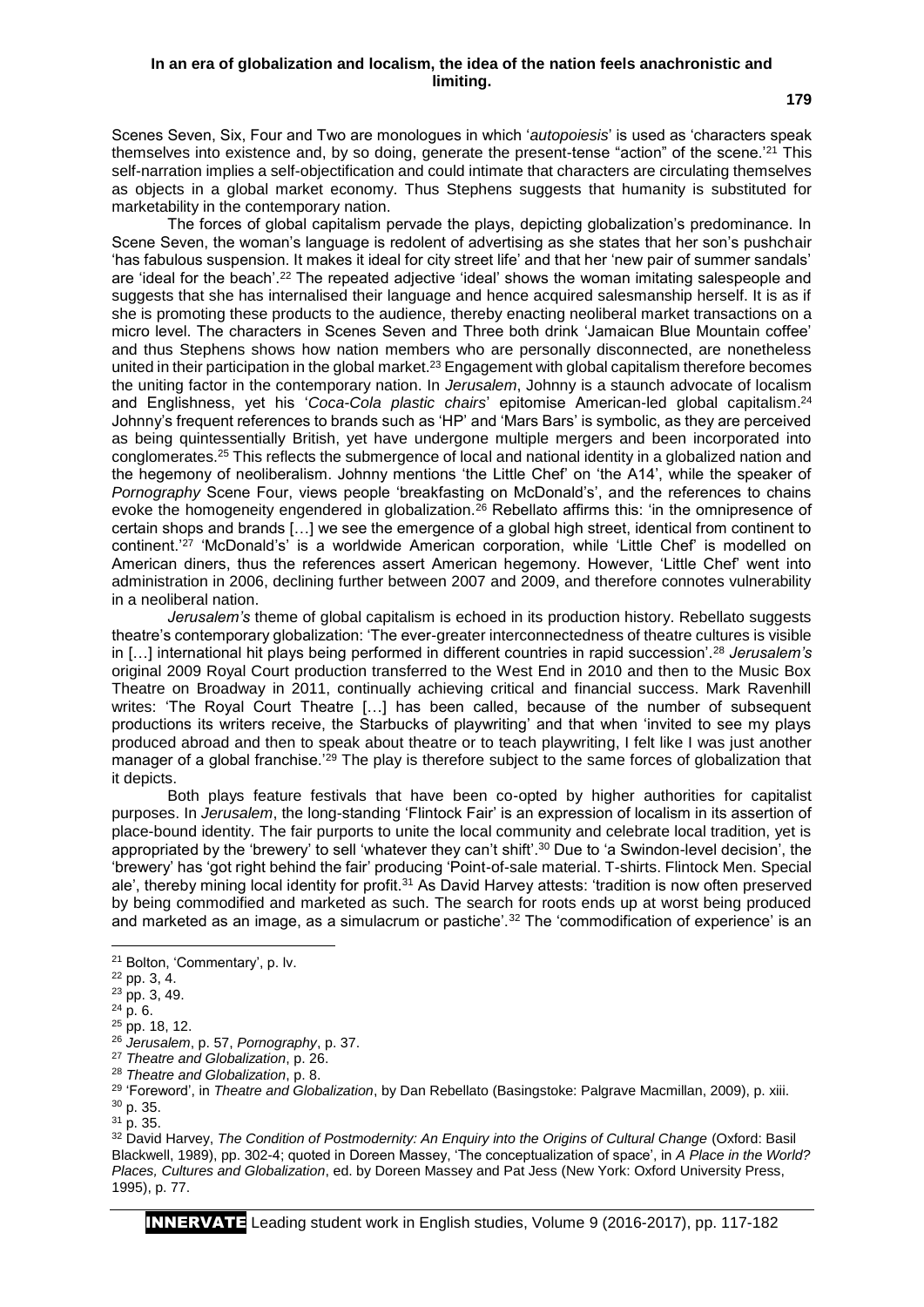Scenes Seven, Six, Four and Two are monologues in which '*autopoiesis*' is used as 'characters speak themselves into existence and, by so doing, generate the present-tense "action" of the scene.'[21] This self-narration implies a self-objectification and could intimate that characters are circulating themselves as objects in a global market economy. Thus Stephens suggests that humanity is substituted for marketability in the contemporary nation.

The forces of global capitalism pervade the plays, depicting globalization's predominance. In Scene Seven, the woman's language is redolent of advertising as she states that her son's pushchair 'has fabulous suspension. It makes it ideal for city street life' and that her 'new pair of summer sandals' are 'ideal for the beach'.[22] The repeated adjective 'ideal' shows the woman imitating salespeople and suggests that she has internalised their language and hence acquired salesmanship herself. It is as if she is promoting these products to the audience, thereby enacting neoliberal market transactions on a micro level. The characters in Scenes Seven and Three both drink 'Jamaican Blue Mountain coffee' and thus Stephens shows how nation members who are personally disconnected, are nonetheless united in their participation in the global market.[23] Engagement with global capitalism therefore becomes the uniting factor in the contemporary nation. In *Jerusalem*, Johnny is a staunch advocate of localism and Englishness, yet his '*Coca-Cola plastic chairs*' epitomise American-led global capitalism.[24] Johnny's frequent references to brands such as 'HP' and 'Mars Bars' is symbolic, as they are perceived as being quintessentially British, yet have undergone multiple mergers and been incorporated into conglomerates.[25] This reflects the submergence of local and national identity in a globalized nation and the hegemony of neoliberalism. Johnny mentions 'the Little Chef' on 'the A14', while the speaker of *Pornography* Scene Four, views people 'breakfasting on McDonald's', and the references to chains evoke the homogeneity engendered in globalization.[26] Rebellato affirms this: 'in the omnipresence of certain shops and brands […] we see the emergence of a global high street, identical from continent to continent.'[27] 'McDonald's' is a worldwide American corporation, while 'Little Chef' is modelled on American diners, thus the references assert American hegemony. However, 'Little Chef' went into administration in 2006, declining further between 2007 and 2009, and therefore connotes vulnerability in a neoliberal nation.

*Jerusalem's* theme of global capitalism is echoed in its production history. Rebellato suggests theatre's contemporary globalization: 'The ever-greater interconnectedness of theatre cultures is visible in […] international hit plays being performed in different countries in rapid succession'.[28] *Jerusalem's* original 2009 Royal Court production transferred to the West End in 2010 and then to the Music Box Theatre on Broadway in 2011, continually achieving critical and financial success. Mark Ravenhill writes: 'The Royal Court Theatre […] has been called, because of the number of subsequent productions its writers receive, the Starbucks of playwriting' and that when 'invited to see my plays produced abroad and then to speak about theatre or to teach playwriting, I felt like I was just another manager of a global franchise.'[29] The play is therefore subject to the same forces of globalization that it depicts.

Both plays feature festivals that have been co-opted by higher authorities for capitalist purposes. In *Jerusalem*, the long-standing 'Flintock Fair' is an expression of localism in its assertion of place-bound identity. The fair purports to unite the local community and celebrate local tradition, yet is appropriated by the 'brewery' to sell 'whatever they can't shift'.[30] Due to 'a Swindon-level decision', the 'brewery' has 'got right behind the fair' producing 'Point-of-sale material. T-shirts. Flintock Men. Special ale', thereby mining local identity for profit.[31] As David Harvey attests: 'tradition is now often preserved by being commodified and marketed as such. The search for roots ends up at worst being produced and marketed as an image, as a simulacrum or pastiche'.[32] The 'commodification of experience' is an

---

[21] Bolton, 'Commentary', p. lv.
[22] pp. 3, 4.
[23] pp. 3, 49.
[24] p. 6.
[25] pp. 18, 12.
[26] *Jerusalem*, p. 57, *Pornography*, p. 37.
[27] *Theatre and Globalization*, p. 26.
[28] *Theatre and Globalization*, p. 8.
[29] 'Foreword', in *Theatre and Globalization*, by Dan Rebellato (Basingstoke: Palgrave Macmillan, 2009), p. xiii.
[30] p. 35.
[31] p. 35.
[32] David Harvey, *The Condition of Postmodernity: An Enquiry into the Origins of Cultural Change* (Oxford: Basil Blackwell, 1989), pp. 302-4; quoted in Doreen Massey, 'The conceptualization of space', in *A Place in the World? Places, Cultures and Globalization*, ed. by Doreen Massey and Pat Jess (New York: Oxford University Press, 1995), p. 77.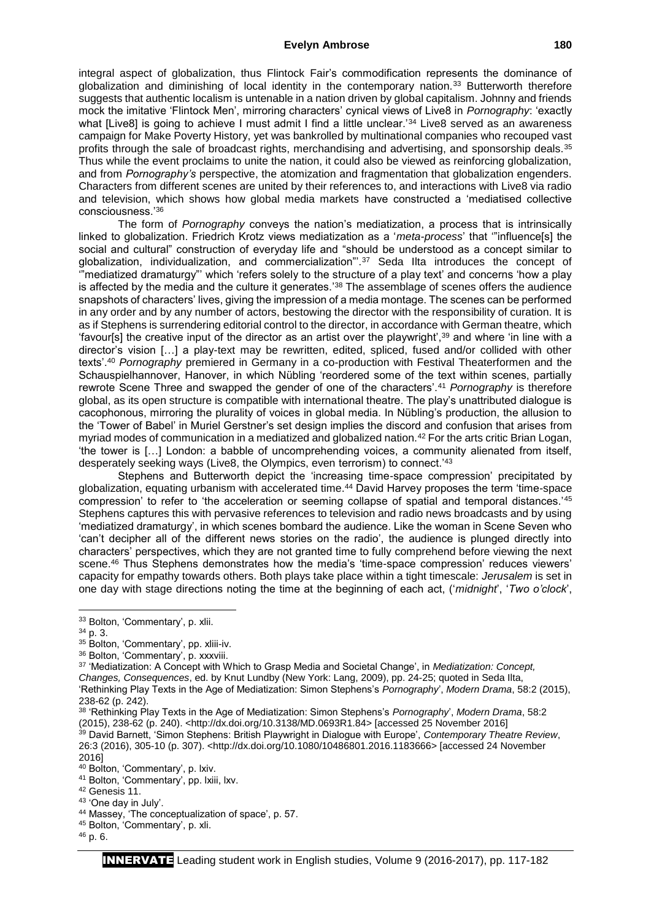integral aspect of globalization, thus Flintock Fair's commodification represents the dominance of globalization and diminishing of local identity in the contemporary nation.[33] Butterworth therefore suggests that authentic localism is untenable in a nation driven by global capitalism. Johnny and friends mock the imitative 'Flintock Men', mirroring characters' cynical views of Live8 in *Pornography*: 'exactly what [Live8] is going to achieve I must admit I find a little unclear.'[34] Live8 served as an awareness campaign for Make Poverty History, yet was bankrolled by multinational companies who recouped vast profits through the sale of broadcast rights, merchandising and advertising, and sponsorship deals.[35] Thus while the event proclaims to unite the nation, it could also be viewed as reinforcing globalization, and from *Pornography's* perspective, the atomization and fragmentation that globalization engenders. Characters from different scenes are united by their references to, and interactions with Live8 via radio and television, which shows how global media markets have constructed a 'mediatised collective consciousness.'[36]

The form of *Pornography* conveys the nation's mediatization, a process that is intrinsically linked to globalization. Friedrich Krotz views mediatization as a '*meta-process*' that '"influence[s] the social and cultural" construction of everyday life and "should be understood as a concept similar to globalization, individualization, and commercialization"'.[37] Seda Ilta introduces the concept of '"mediatized dramaturgy"' which 'refers solely to the structure of a play text' and concerns 'how a play is affected by the media and the culture it generates.'[38] The assemblage of scenes offers the audience snapshots of characters' lives, giving the impression of a media montage. The scenes can be performed in any order and by any number of actors, bestowing the director with the responsibility of curation. It is as if Stephens is surrendering editorial control to the director, in accordance with German theatre, which 'favour[s] the creative input of the director as an artist over the playwright',[39] and where 'in line with a director's vision […] a play-text may be rewritten, edited, spliced, fused and/or collided with other texts'.[40] *Pornography* premiered in Germany in a co-production with Festival Theaterformen and the Schauspielhannover, Hanover, in which Nübling 'reordered some of the text within scenes, partially rewrote Scene Three and swapped the gender of one of the characters'.[41] *Pornography* is therefore global, as its open structure is compatible with international theatre. The play's unattributed dialogue is cacophonous, mirroring the plurality of voices in global media. In Nübling's production, the allusion to the 'Tower of Babel' in Muriel Gerstner's set design implies the discord and confusion that arises from myriad modes of communication in a mediatized and globalized nation.[42] For the arts critic Brian Logan, 'the tower is […] London: a babble of uncomprehending voices, a community alienated from itself, desperately seeking ways (Live8, the Olympics, even terrorism) to connect.'[43]

Stephens and Butterworth depict the 'increasing time-space compression' precipitated by globalization, equating urbanism with accelerated time.[44] David Harvey proposes the term 'time-space compression' to refer to 'the acceleration or seeming collapse of spatial and temporal distances.'[45] Stephens captures this with pervasive references to television and radio news broadcasts and by using 'mediatized dramaturgy', in which scenes bombard the audience. Like the woman in Scene Seven who 'can't decipher all of the different news stories on the radio', the audience is plunged directly into characters' perspectives, which they are not granted time to fully comprehend before viewing the next scene.[46] Thus Stephens demonstrates how the media's 'time-space compression' reduces viewers' capacity for empathy towards others. Both plays take place within a tight timescale: *Jerusalem* is set in one day with stage directions noting the time at the beginning of each act, ('*midnight*', '*Two o'clock*',

---

[33] Bolton, 'Commentary', p. xlii.
[34] p. 3.
[35] Bolton, 'Commentary', pp. xliii-iv.
[36] Bolton, 'Commentary', p. xxxviii.
[37] 'Mediatization: A Concept with Which to Grasp Media and Societal Change', in *Mediatization: Concept, Changes, Consequences*, ed. by Knut Lundby (New York: Lang, 2009), pp. 24-25; quoted in Seda Ilta, 'Rethinking Play Texts in the Age of Mediatization: Simon Stephens's *Pornography*', *Modern Drama*, 58:2 (2015), 238-62 (p. 242).
[38] 'Rethinking Play Texts in the Age of Mediatization: Simon Stephens's *Pornography*', *Modern Drama*, 58:2 (2015), 238-62 (p. 240). <http://dx.doi.org/10.3138/MD.0693R1.84> [accessed 25 November 2016]
[39] David Barnett, 'Simon Stephens: British Playwright in Dialogue with Europe', *Contemporary Theatre Review*, 26:3 (2016), 305-10 (p. 307). <http://dx.doi.org/10.1080/10486801.2016.1183666> [accessed 24 November 2016]
[40] Bolton, 'Commentary', p. lxiv.
[41] Bolton, 'Commentary', pp. lxiii, lxv.
[42] Genesis 11.
[43] 'One day in July'.
[44] Massey, 'The conceptualization of space', p. 57.
[45] Bolton, 'Commentary', p. xli.
[46] p. 6.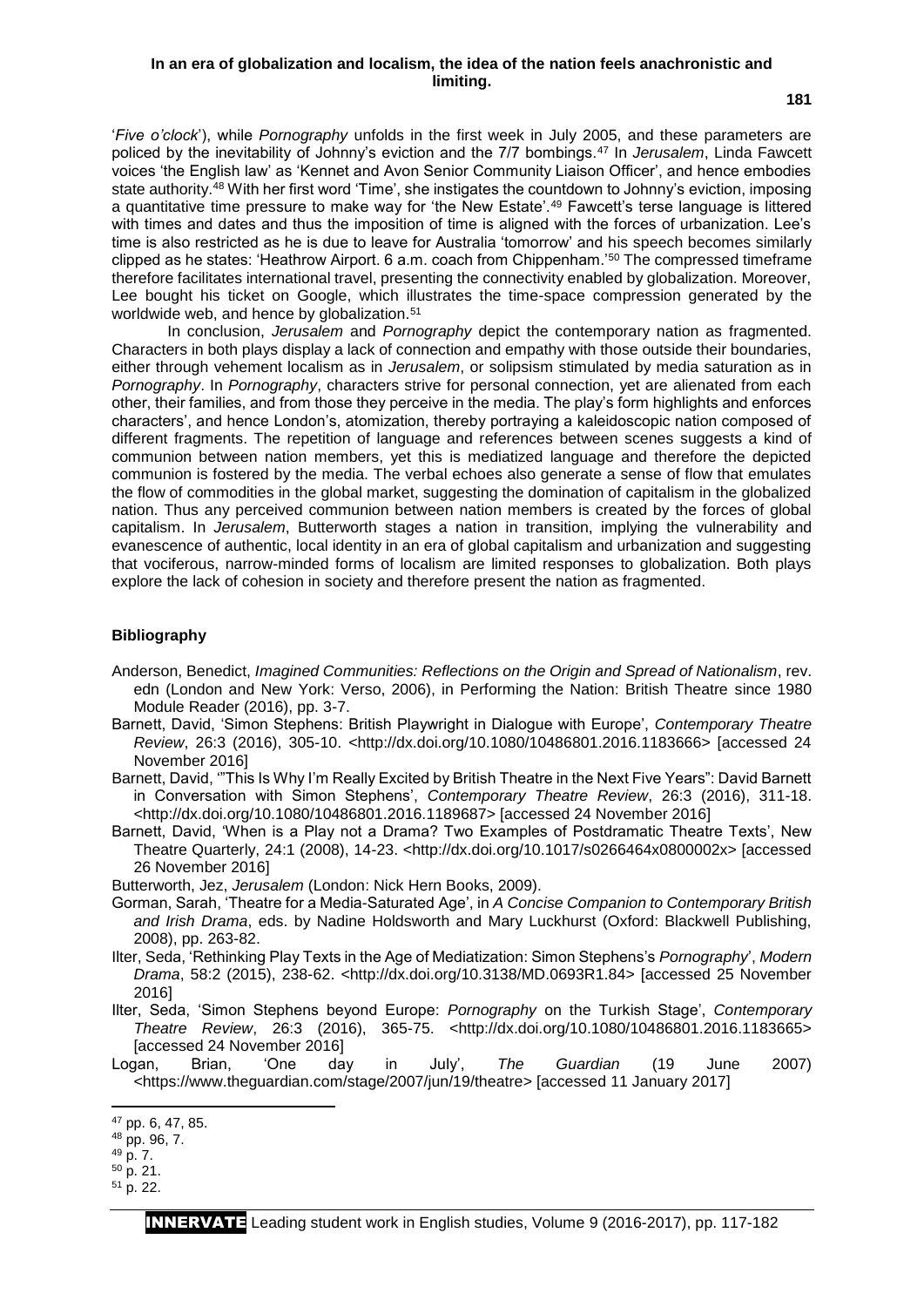'*Five o'clock*'), while *Pornography* unfolds in the first week in July 2005, and these parameters are policed by the inevitability of Johnny's eviction and the 7/7 bombings.[47] In *Jerusalem*, Linda Fawcett voices 'the English law' as 'Kennet and Avon Senior Community Liaison Officer', and hence embodies state authority.[48] With her first word 'Time', she instigates the countdown to Johnny's eviction, imposing a quantitative time pressure to make way for 'the New Estate'.[49] Fawcett's terse language is littered with times and dates and thus the imposition of time is aligned with the forces of urbanization. Lee's time is also restricted as he is due to leave for Australia 'tomorrow' and his speech becomes similarly clipped as he states: 'Heathrow Airport. 6 a.m. coach from Chippenham.'[50] The compressed timeframe therefore facilitates international travel, presenting the connectivity enabled by globalization. Moreover, Lee bought his ticket on Google, which illustrates the time-space compression generated by the worldwide web, and hence by globalization.[51]

In conclusion, *Jerusalem* and *Pornography* depict the contemporary nation as fragmented. Characters in both plays display a lack of connection and empathy with those outside their boundaries, either through vehement localism as in *Jerusalem*, or solipsism stimulated by media saturation as in *Pornography*. In *Pornography*, characters strive for personal connection, yet are alienated from each other, their families, and from those they perceive in the media. The play's form highlights and enforces characters', and hence London's, atomization, thereby portraying a kaleidoscopic nation composed of different fragments. The repetition of language and references between scenes suggests a kind of communion between nation members, yet this is mediatized language and therefore the depicted communion is fostered by the media. The verbal echoes also generate a sense of flow that emulates the flow of commodities in the global market, suggesting the domination of capitalism in the globalized nation. Thus any perceived communion between nation members is created by the forces of global capitalism. In *Jerusalem*, Butterworth stages a nation in transition, implying the vulnerability and evanescence of authentic, local identity in an era of global capitalism and urbanization and suggesting that vociferous, narrow-minded forms of localism are limited responses to globalization. Both plays explore the lack of cohesion in society and therefore present the nation as fragmented.

## Bibliography

Anderson, Benedict, *Imagined Communities: Reflections on the Origin and Spread of Nationalism*, rev. edn (London and New York: Verso, 2006), in Performing the Nation: British Theatre since 1980 Module Reader (2016), pp. 3-7.

Barnett, David, 'Simon Stephens: British Playwright in Dialogue with Europe', *Contemporary Theatre Review*, 26:3 (2016), 305-10. <http://dx.doi.org/10.1080/10486801.2016.1183666> [accessed 24 November 2016]

Barnett, David, '"This Is Why I'm Really Excited by British Theatre in the Next Five Years": David Barnett in Conversation with Simon Stephens', *Contemporary Theatre Review*, 26:3 (2016), 311-18. <http://dx.doi.org/10.1080/10486801.2016.1189687> [accessed 24 November 2016]

Barnett, David, 'When is a Play not a Drama? Two Examples of Postdramatic Theatre Texts', New Theatre Quarterly, 24:1 (2008), 14-23. <http://dx.doi.org/10.1017/s0266464x0800002x> [accessed 26 November 2016]

Butterworth, Jez, *Jerusalem* (London: Nick Hern Books, 2009).

Gorman, Sarah, 'Theatre for a Media-Saturated Age', in *A Concise Companion to Contemporary British and Irish Drama*, eds. by Nadine Holdsworth and Mary Luckhurst (Oxford: Blackwell Publishing, 2008), pp. 263-82.

Ilter, Seda, 'Rethinking Play Texts in the Age of Mediatization: Simon Stephens's *Pornography*', *Modern Drama*, 58:2 (2015), 238-62. <http://dx.doi.org/10.3138/MD.0693R1.84> [accessed 25 November 2016]

Ilter, Seda, 'Simon Stephens beyond Europe: *Pornography* on the Turkish Stage', *Contemporary Theatre Review*, 26:3 (2016), 365-75. <http://dx.doi.org/10.1080/10486801.2016.1183665> [accessed 24 November 2016]

Logan, Brian, 'One day in July', *The Guardian* (19 June 2007) <https://www.theguardian.com/stage/2007/jun/19/theatre> [accessed 11 January 2017]

---

[47] pp. 6, 47, 85.
[48] pp. 96, 7.
[49] p. 7.
[50] p. 21.
[51] p. 22.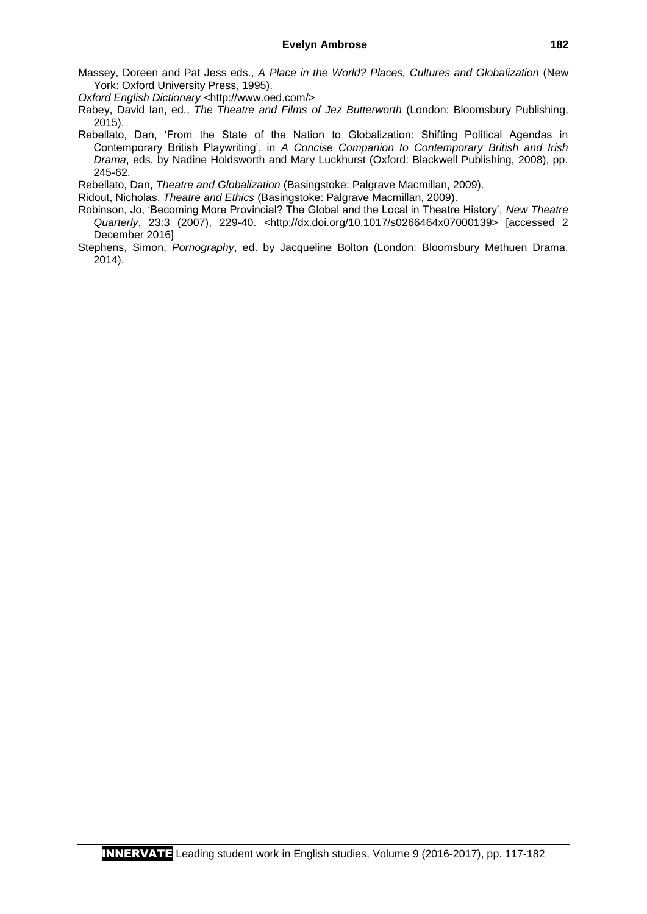Massey, Doreen and Pat Jess eds., *A Place in the World? Places, Cultures and Globalization* (New York: Oxford University Press, 1995).

*Oxford English Dictionary* <http://www.oed.com/>

Rabey, David Ian, ed., *The Theatre and Films of Jez Butterworth* (London: Bloomsbury Publishing, 2015).

Rebellato, Dan, 'From the State of the Nation to Globalization: Shifting Political Agendas in Contemporary British Playwriting', in *A Concise Companion to Contemporary British and Irish Drama*, eds. by Nadine Holdsworth and Mary Luckhurst (Oxford: Blackwell Publishing, 2008), pp. 245-62.

Rebellato, Dan, *Theatre and Globalization* (Basingstoke: Palgrave Macmillan, 2009).

Ridout, Nicholas, *Theatre and Ethics* (Basingstoke: Palgrave Macmillan, 2009).

Robinson, Jo, 'Becoming More Provincial? The Global and the Local in Theatre History', *New Theatre Quarterly*, 23:3 (2007), 229-40. <http://dx.doi.org/10.1017/s0266464x07000139> [accessed 2 December 2016]

Stephens, Simon, *Pornography*, ed. by Jacqueline Bolton (London: Bloomsbury Methuen Drama, 2014).